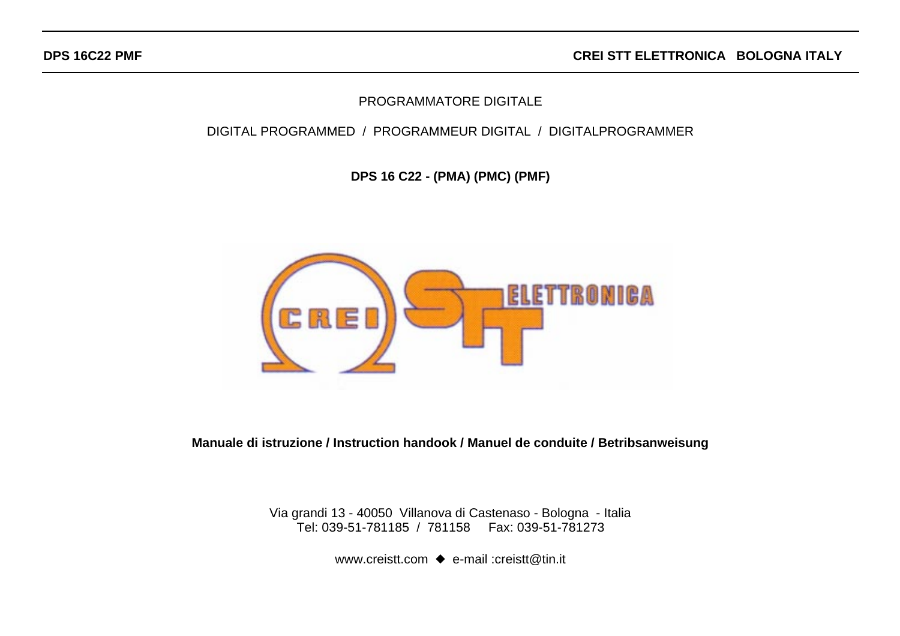PROGRAMMATORE DIGITALE

DIGITAL PROGRAMMED / PROGRAMMEUR DIGITAL / DIGITALPROGRAMMER

**DPS 16 C22 - (PMA) (PMC) (PMF)**

**Manuale di istruzione / Instruction handook / Manuel de conduite / Betribsanweisung**

Via grandi 13 - 40050 Villanova di Castenaso - Bologna - Italia
Tel: 039-51-781185 / 781158 Fax: 039-51-781273

www.creistt.com ◆ e-mail :creistt@tin.it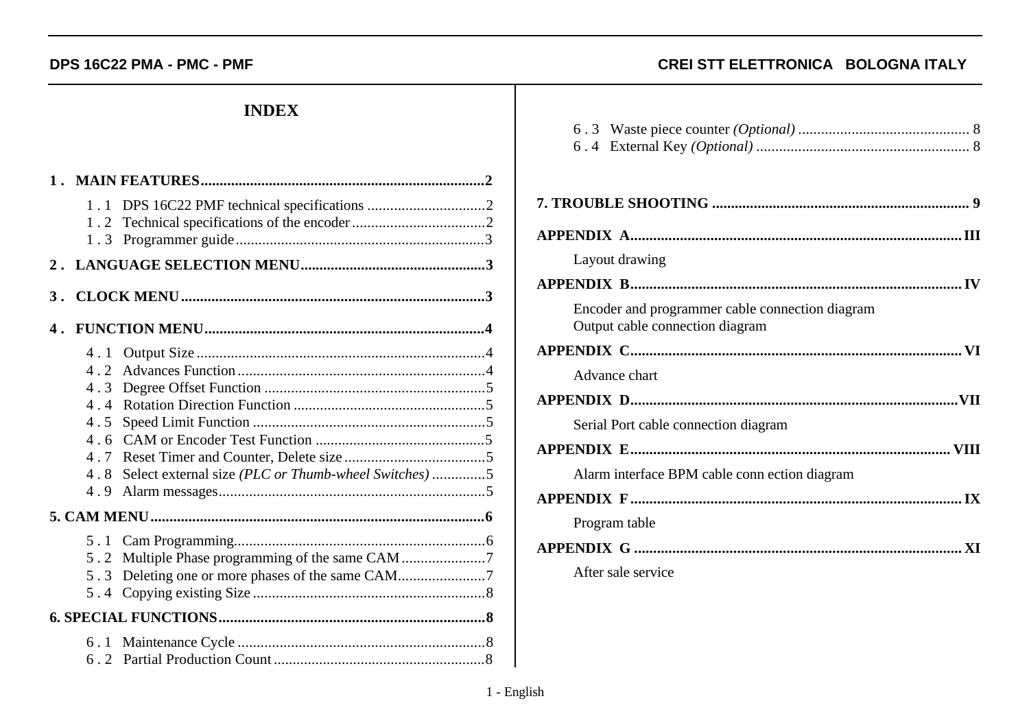# INDEX

**1 . MAIN FEATURES..........................................................................2**

- 1 . 1 DPS 16C22 PMF technical specifications ...............................2
- 1 . 2 Technical specifications of the encoder...................................2
- 1 . 3 Programmer guide.................................................................3

**2 . LANGUAGE SELECTION MENU................................................3**

**3 . CLOCK MENU...............................................................................3**

**4 . FUNCTION MENU.........................................................................4**

- 4 . 1 Output Size...........................................................................4
- 4 . 2 Advances Function.................................................................4
- 4 . 3 Degree Offset Function ..........................................................5
- 4 . 4 Rotation Direction Function ..................................................5
- 4 . 5 Speed Limit Function .............................................................5
- 4 . 6 CAM or Encoder Test Function ............................................5
- 4 . 7 Reset Timer and Counter, Delete size .....................................5
- 4 . 8 Select external size *(PLC or Thumb-wheel Switches)* ..............5
- 4 . 9 Alarm messages.....................................................................5

**5. CAM MENU.......................................................................................6**

- 5 . 1 Cam Programming.................................................................6
- 5 . 2 Multiple Phase programming of the same CAM......................7
- 5 . 3 Deleting one or more phases of the same CAM.......................7
- 5 . 4 Copying existing Size ............................................................8

**6. SPECIAL FUNCTIONS.....................................................................8**

- 6 . 1 Maintenance Cycle ................................................................8
- 6 . 2 Partial Production Count.......................................................8
- 6 . 3 Waste piece counter *(Optional)* ............................................ 8
- 6 . 4 External Key *(Optional)* ....................................................... 8

**7. TROUBLE SHOOTING .................................................................. 9**

**APPENDIX A.....................................................................................III**

Layout drawing

**APPENDIX B.....................................................................................IV**

Encoder and programmer cable connection diagram
Output cable connection diagram

**APPENDIX C.....................................................................................VI**

Advance chart

**APPENDIX D....................................................................................VII**

Serial Port cable connection diagram

**APPENDIX E.................................................................................. VIII**

Alarm interface BPM cable conn ection diagram

**APPENDIX F.....................................................................................IX**

Program table

**APPENDIX G ....................................................................................XI**

After sale service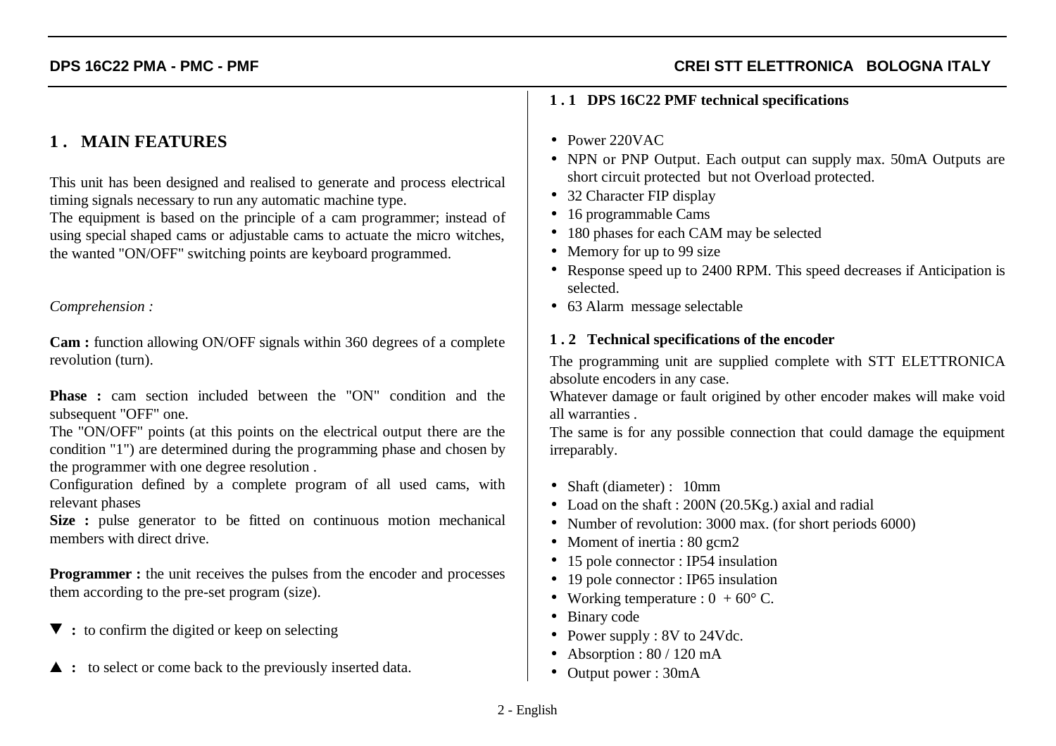# 1 . MAIN FEATURES

This unit has been designed and realised to generate and process electrical timing signals necessary to run any automatic machine type.
The equipment is based on the principle of a cam programmer; instead of using special shaped cams or adjustable cams to actuate the micro witches, the wanted "ON/OFF" switching points are keyboard programmed.

*Comprehension :*

**Cam :** function allowing ON/OFF signals within 360 degrees of a complete revolution (turn).

**Phase :** cam section included between the "ON" condition and the subsequent "OFF" one.
The "ON/OFF" points (at this points on the electrical output there are the condition "1") are determined during the programming phase and chosen by the programmer with one degree resolution .
Configuration defined by a complete program of all used cams, with relevant phases
**Size :** pulse generator to be fitted on continuous motion mechanical members with direct drive.

**Programmer :** the unit receives the pulses from the encoder and processes them according to the pre-set program (size).

▼ **:** to confirm the digited or keep on selecting

▲ **:** to select or come back to the previously inserted data.

### 1 . 1 DPS 16C22 PMF technical specifications

- Power 220VAC
- NPN or PNP Output. Each output can supply max. 50mA Outputs are short circuit protected but not Overload protected.
- 32 Character FIP display
- 16 programmable Cams
- 180 phases for each CAM may be selected
- Memory for up to 99 size
- Response speed up to 2400 RPM. This speed decreases if Anticipation is selected.
- 63 Alarm message selectable

### 1 . 2 Technical specifications of the encoder

The programming unit are supplied complete with STT ELETTRONICA absolute encoders in any case.
Whatever damage or fault origined by other encoder makes will make void all warranties .
The same is for any possible connection that could damage the equipment irreparably.

- Shaft (diameter) : 10mm
- Load on the shaft : 200N (20.5Kg.) axial and radial
- Number of revolution: 3000 max. (for short periods 6000)
- Moment of inertia : 80 gcm2
- 15 pole connector : IP54 insulation
- 19 pole connector : IP65 insulation
- Working temperature : 0 + 60° C.
- Binary code
- Power supply : 8V to 24Vdc.
- Absorption : 80 / 120 mA
- Output power : 30mA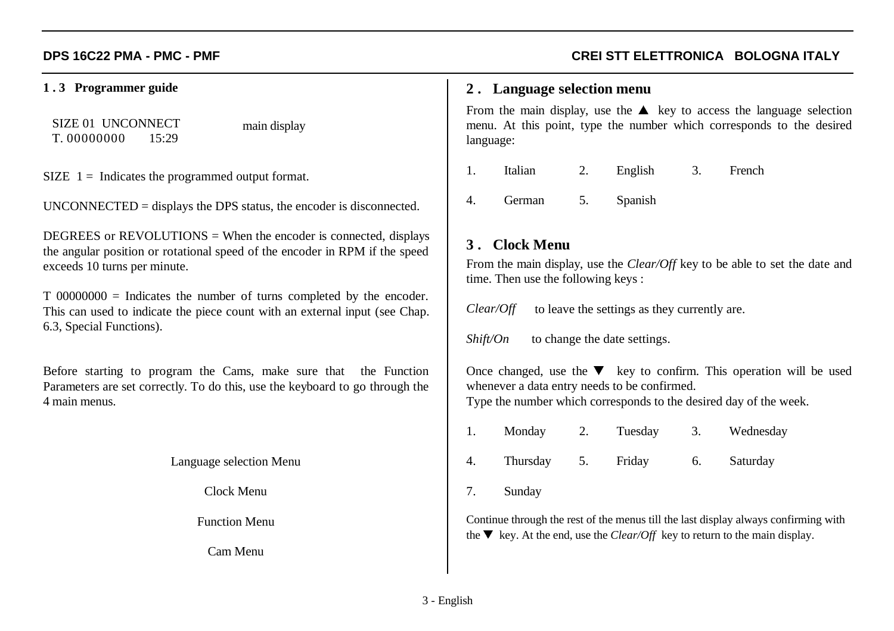### 1 . 3 Programmer guide

```
SIZE 01  UNCONNECT
T. 00000000    15:29
```

main display

SIZE 1 = Indicates the programmed output format.

UNCONNECTED = displays the DPS status, the encoder is disconnected.

DEGREES or REVOLUTIONS = When the encoder is connected, displays the angular position or rotational speed of the encoder in RPM if the speed exceeds 10 turns per minute.

T 00000000 = Indicates the number of turns completed by the encoder. This can used to indicate the piece count with an external input (see Chap. 6.3, Special Functions).

Before starting to program the Cams, make sure that the Function Parameters are set correctly. To do this, use the keyboard to go through the 4 main menus.

Language selection Menu

Clock Menu

Function Menu

Cam Menu

## 2 . Language selection menu

From the main display, use the ▲ key to access the language selection menu. At this point, type the number which corresponds to the desired language:

| | | | | | |
|---|---|---|---|---|---|
| 1. | Italian | 2. | English | 3. | French |
| 4. | German | 5. | Spanish | | |

## 3 . Clock Menu

From the main display, use the *Clear/Off* key to be able to set the date and time. Then use the following keys :

*Clear/Off* to leave the settings as they currently are.

*Shift/On* to change the date settings.

Once changed, use the ▼ key to confirm. This operation will be used whenever a data entry needs to be confirmed.
Type the number which corresponds to the desired day of the week.

| | | | | | |
|---|---|---|---|---|---|
| 1. | Monday | 2. | Tuesday | 3. | Wednesday |
| 4. | Thursday | 5. | Friday | 6. | Saturday |
| 7. | Sunday | | | | |

Continue through the rest of the menus till the last display always confirming with the ▼ key. At the end, use the *Clear/Off* key to return to the main display.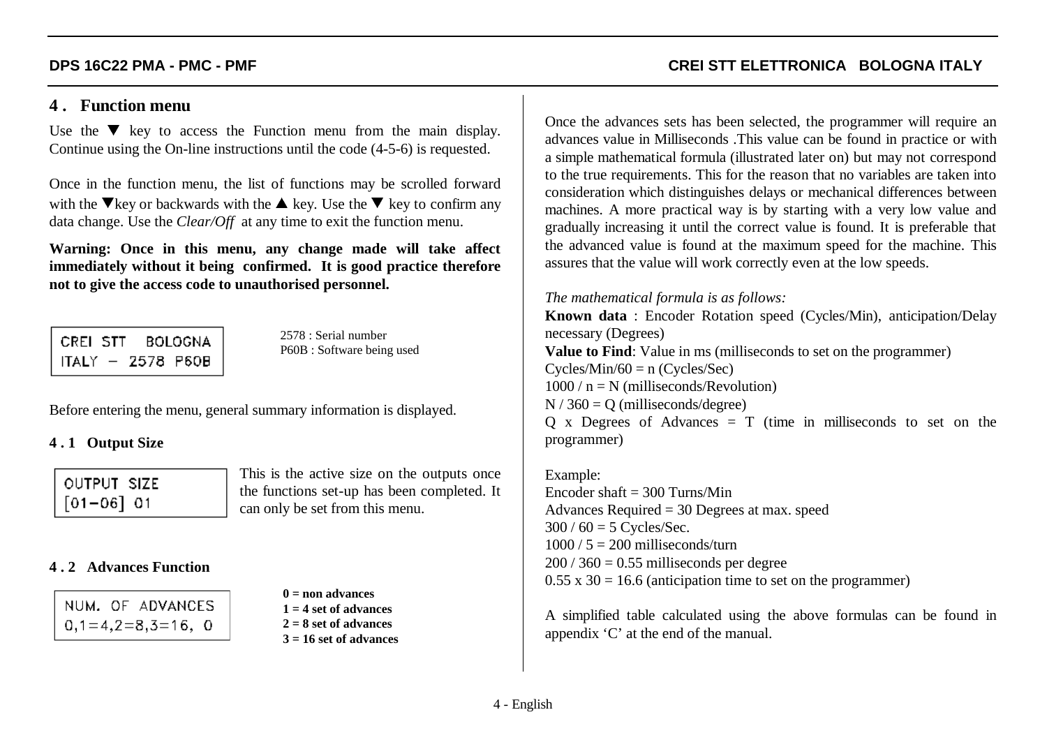## 4 . Function menu

Use the ▼ key to access the Function menu from the main display. Continue using the On-line instructions until the code (4-5-6) is requested.

Once in the function menu, the list of functions may be scrolled forward with the ▼key or backwards with the ▲ key. Use the ▼ key to confirm any data change. Use the *Clear/Off* at any time to exit the function menu.

**Warning: Once in this menu, any change made will take affect immediately without it being confirmed. It is good practice therefore not to give the access code to unauthorised personnel.**

```
CREI STT   BOLOGNA
ITALY  -  2578 P60B
```

2578 : Serial number
P60B : Software being used

Before entering the menu, general summary information is displayed.

### 4 . 1 Output Size

```
OUTPUT SIZE
[01-06] 01
```

This is the active size on the outputs once the functions set-up has been completed. It can only be set from this menu.

### 4 . 2 Advances Function

```
NUM. OF ADVANCES
0,1=4,2=8,3=16, 0
```

**0 = non advances**
**1 = 4 set of advances**
**2 = 8 set of advances**
**3 = 16 set of advances**

Once the advances sets has been selected, the programmer will require an advances value in Milliseconds .This value can be found in practice or with a simple mathematical formula (illustrated later on) but may not correspond to the true requirements. This for the reason that no variables are taken into consideration which distinguishes delays or mechanical differences between machines. A more practical way is by starting with a very low value and gradually increasing it until the correct value is found. It is preferable that the advanced value is found at the maximum speed for the machine. This assures that the value will work correctly even at the low speeds.

*The mathematical formula is as follows:*

**Known data** : Encoder Rotation speed (Cycles/Min), anticipation/Delay necessary (Degrees)
**Value to Find**: Value in ms (milliseconds to set on the programmer)
Cycles/Min/60 = n (Cycles/Sec)
1000 / n = N (milliseconds/Revolution)
N / 360 = Q (milliseconds/degree)
Q x Degrees of Advances = T (time in milliseconds to set on the programmer)

Example:
Encoder shaft = 300 Turns/Min
Advances Required = 30 Degrees at max. speed
300 / 60 = 5 Cycles/Sec.
1000 / 5 = 200 milliseconds/turn
200 / 360 = 0.55 milliseconds per degree
0.55 x 30 = 16.6 (anticipation time to set on the programmer)

A simplified table calculated using the above formulas can be found in appendix ‘C’ at the end of the manual.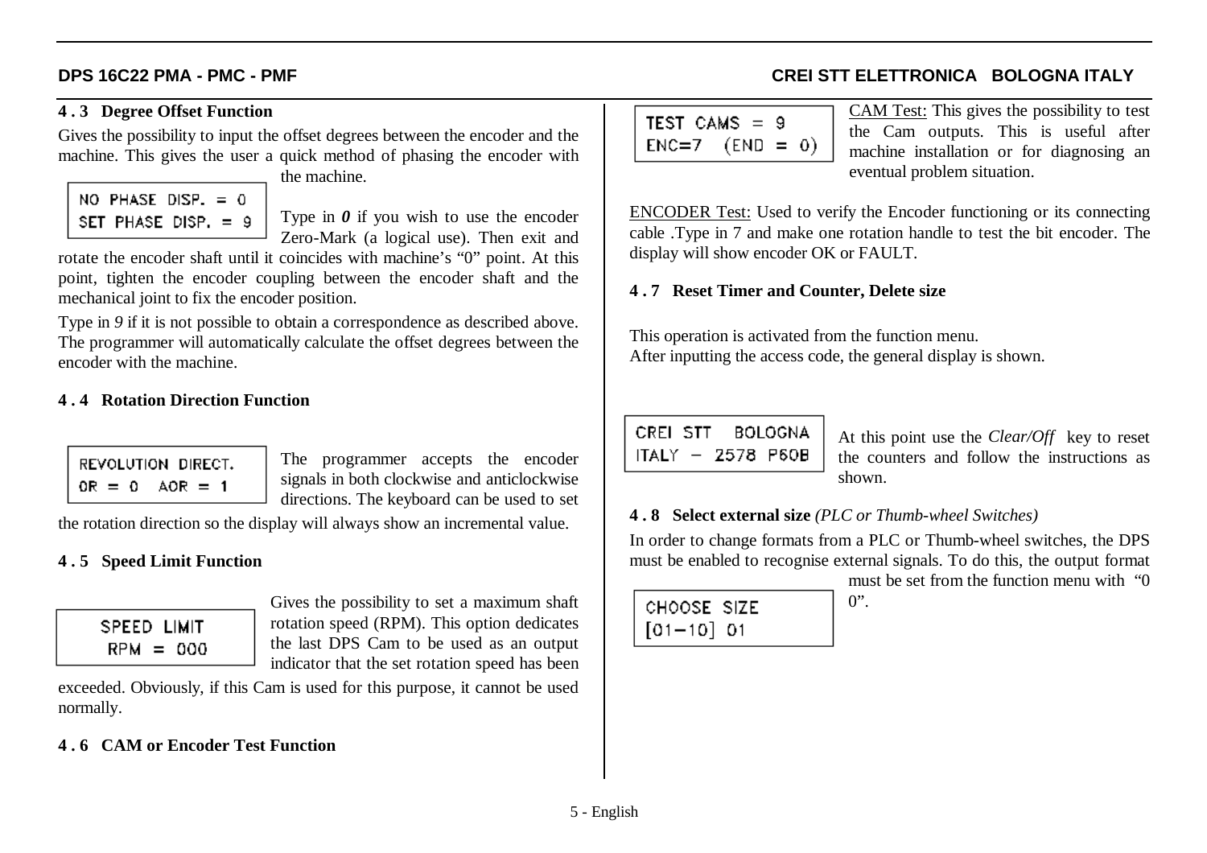### 4 . 3 Degree Offset Function

Gives the possibility to input the offset degrees between the encoder and the machine. This gives the user a quick method of phasing the encoder with the machine.

```
NO PHASE DISP. = 0
SET PHASE DISP. = 9
```

Type in ***0*** if you wish to use the encoder Zero-Mark (a logical use). Then exit and rotate the encoder shaft until it coincides with machine's "0" point. At this point, tighten the encoder coupling between the encoder shaft and the mechanical joint to fix the encoder position.

Type in *9* if it is not possible to obtain a correspondence as described above. The programmer will automatically calculate the offset degrees between the encoder with the machine.

### 4 . 4 Rotation Direction Function

```
REVOLUTION DIRECT.
OR = 0   AOR = 1
```

The programmer accepts the encoder signals in both clockwise and anticlockwise directions. The keyboard can be used to set the rotation direction so the display will always show an incremental value.

### 4 . 5 Speed Limit Function

```
SPEED LIMIT
 RPM = 000
```

Gives the possibility to set a maximum shaft rotation speed (RPM). This option dedicates the last DPS Cam to be used as an output indicator that the set rotation speed has been exceeded. Obviously, if this Cam is used for this purpose, it cannot be used normally.

### 4 . 6 CAM or Encoder Test Function

```
TEST CAMS = 9
ENC=7  (END = 0)
```

CAM Test: This gives the possibility to test the Cam outputs. This is useful after machine installation or for diagnosing an eventual problem situation.

ENCODER Test: Used to verify the Encoder functioning or its connecting cable .Type in 7 and make one rotation handle to test the bit encoder. The display will show encoder OK or FAULT.

### 4 . 7 Reset Timer and Counter, Delete size

This operation is activated from the function menu.
After inputting the access code, the general display is shown.

```
CREI STT  BOLOGNA
ITALY - 2578 P60B
```

At this point use the *Clear/Off* key to reset the counters and follow the instructions as shown.

### 4 . 8 Select external size *(PLC or Thumb-wheel Switches)*

In order to change formats from a PLC or Thumb-wheel switches, the DPS must be enabled to recognise external signals. To do this, the output format must be set from the function menu with "0 0".

```
CHOOSE SIZE
[01-10] 01
```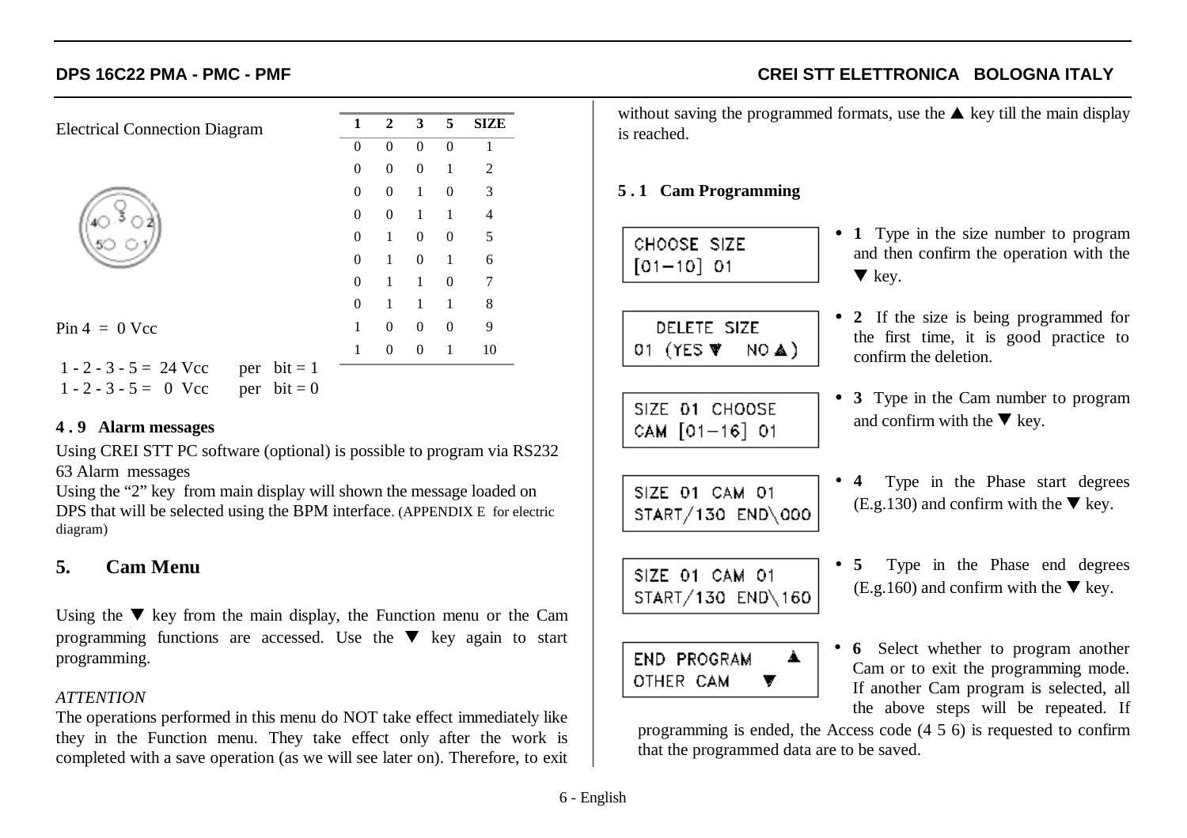Electrical Connection Diagram

| 1 | 2 | 3 | 5 | SIZE |
|---|---|---|---|---|
| 0 | 0 | 0 | 0 | 1 |
| 0 | 0 | 0 | 1 | 2 |
| 0 | 0 | 1 | 0 | 3 |
| 0 | 0 | 1 | 1 | 4 |
| 0 | 1 | 0 | 0 | 5 |
| 0 | 1 | 0 | 1 | 6 |
| 0 | 1 | 1 | 0 | 7 |
| 0 | 1 | 1 | 1 | 8 |
| 1 | 0 | 0 | 0 | 9 |
| 1 | 0 | 0 | 1 | 10 |

Pin 4 = 0 Vcc

1 - 2 - 3 - 5 = 24 Vcc per bit = 1
1 - 2 - 3 - 5 = 0 Vcc per bit = 0

### 4 . 9 Alarm messages

Using CREI STT PC software (optional) is possible to program via RS232 63 Alarm messages
Using the "2" key from main display will shown the message loaded on DPS that will be selected using the BPM interface. (APPENDIX E for electric diagram)

## 5. Cam Menu

Using the ▼ key from the main display, the Function menu or the Cam programming functions are accessed. Use the ▼ key again to start programming.

*ATTENTION*
The operations performed in this menu do NOT take effect immediately like they in the Function menu. They take effect only after the work is completed with a save operation (as we will see later on). Therefore, to exit without saving the programmed formats, use the ▲ key till the main display is reached.

### 5 . 1 Cam Programming

```
CHOOSE SIZE
[01-10] 01
```

- **1** Type in the size number to program and then confirm the operation with the ▼ key.

```
  DELETE SIZE
01 (YES ▼   NO ▲)
```

- **2** If the size is being programmed for the first time, it is good practice to confirm the deletion.

```
SIZE 01 CHOOSE
CAM [01-16] 01
```

- **3** Type in the Cam number to program and confirm with the ▼ key.

```
SIZE 01 CAM 01
START/130 END\000
```

- **4** Type in the Phase start degrees (E.g.130) and confirm with the ▼ key.

```
SIZE 01 CAM 01
START/130 END\160
```

- **5** Type in the Phase end degrees (E.g.160) and confirm with the ▼ key.

```
END PROGRAM    ▲
OTHER CAM      ▼
```

- **6** Select whether to program another Cam or to exit the programming mode. If another Cam program is selected, all the above steps will be repeated. If programming is ended, the Access code (4 5 6) is requested to confirm that the programmed data are to be saved.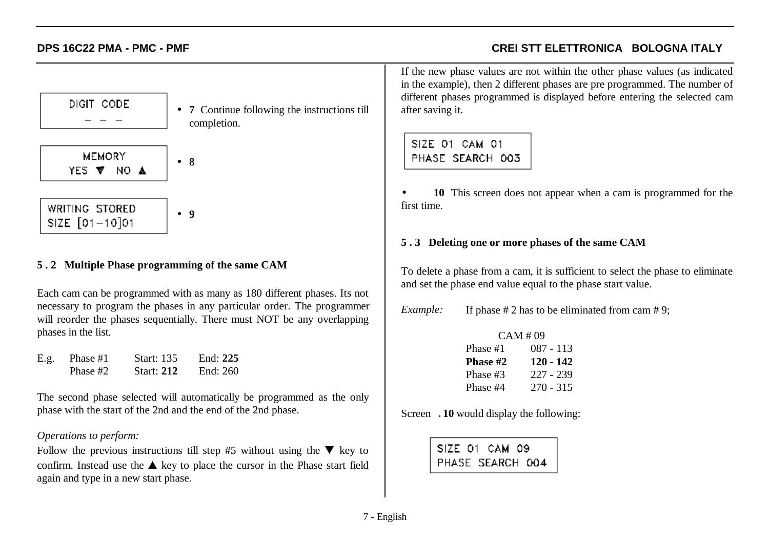```
DIGIT CODE
  _ _ _
```

- **7** Continue following the instructions till completion.

```
MEMORY
YES ▼ NO ▲
```

- **8**

```
WRITING STORED
SIZE [01-10]01
```

- **9**

## 5 . 2 Multiple Phase programming of the same CAM

Each cam can be programmed with as many as 180 different phases. Its not necessary to program the phases in any particular order. The programmer will reorder the phases sequentially. There must NOT be any overlapping phases in the list.

| E.g. | Phase #1 | Start: 135 | End: **225** |
|---|---|---|---|
| | Phase #2 | Start: **212** | End: 260 |

The second phase selected will automatically be programmed as the only phase with the start of the 2nd and the end of the 2nd phase.

*Operations to perform:*

Follow the previous instructions till step #5 without using the ▼ key to confirm. Instead use the ▲ key to place the cursor in the Phase start field again and type in a new start phase.

If the new phase values are not within the other phase values (as indicated in the example), then 2 different phases are pre programmed. The number of different phases programmed is displayed before entering the selected cam after saving it.

```
SIZE 01 CAM 01
PHASE SEARCH 003
```

- **10** This screen does not appear when a cam is programmed for the first time.

## 5 . 3 Deleting one or more phases of the same CAM

To delete a phase from a cam, it is sufficient to select the phase to eliminate and set the phase end value equal to the phase start value.

*Example:* If phase # 2 has to be eliminated from cam # 9;

| CAM # 09 | |
|---|---|
| Phase #1 | 087 - 113 |
| **Phase #2** | **120 - 142** |
| Phase #3 | 227 - 239 |
| Phase #4 | 270 - 315 |

Screen **. 10** would display the following:

```
SIZE 01 CAM 09
PHASE SEARCH 004
```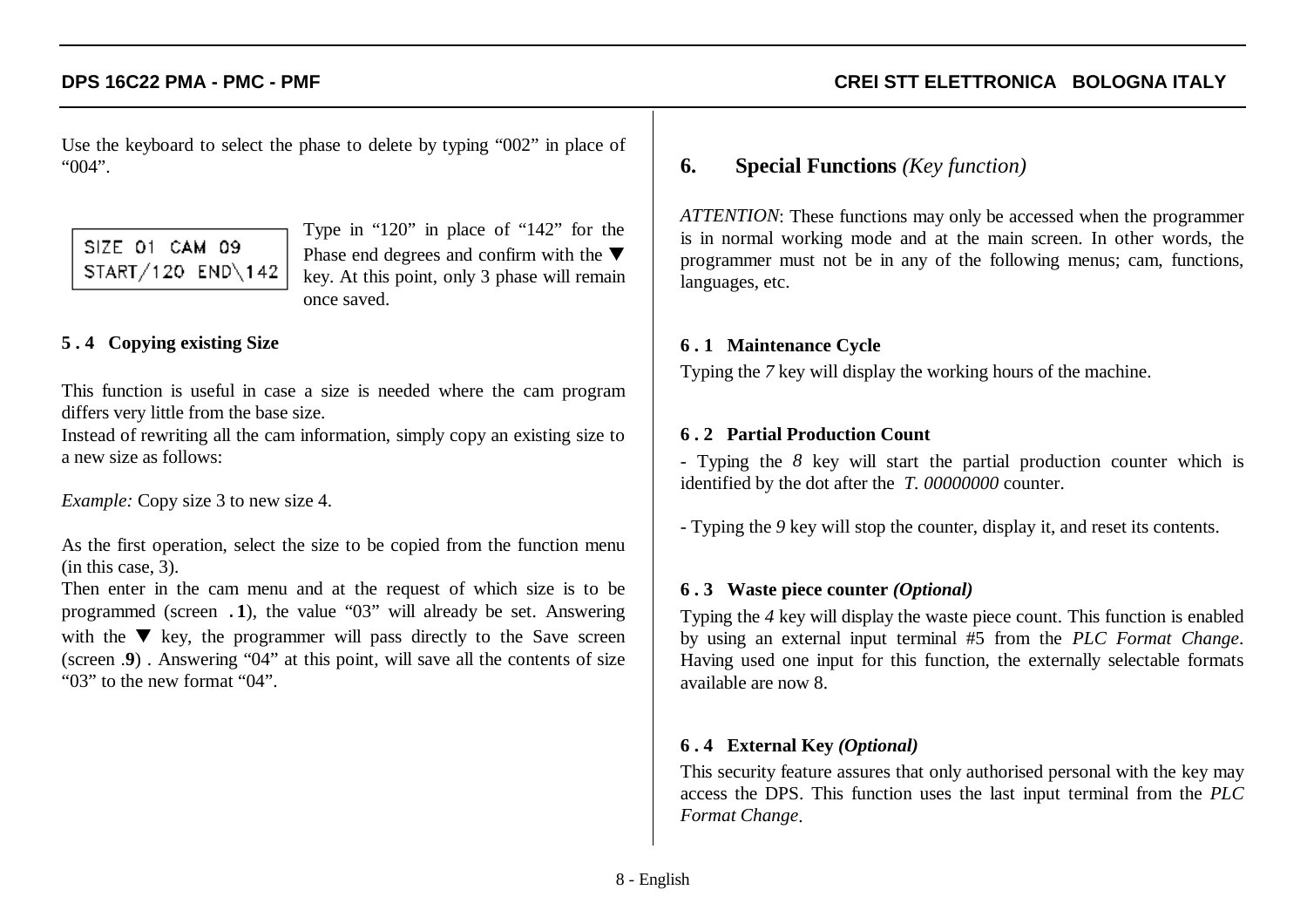Use the keyboard to select the phase to delete by typing “002” in place of “004”.

```
SIZE 01 CAM 09
START/120 END\142
```

Type in “120” in place of “142” for the Phase end degrees and confirm with the ▼ key. At this point, only 3 phase will remain once saved.

### 5 . 4 Copying existing Size

This function is useful in case a size is needed where the cam program differs very little from the base size.
Instead of rewriting all the cam information, simply copy an existing size to a new size as follows:

*Example:* Copy size 3 to new size 4.

As the first operation, select the size to be copied from the function menu (in this case, 3).
Then enter in the cam menu and at the request of which size is to be programmed (screen **. 1**), the value “03” will already be set. Answering with the ▼ key, the programmer will pass directly to the Save screen (screen .**9**) . Answering “04” at this point, will save all the contents of size “03” to the new format “04”.

## 6. Special Functions *(Key function)*

*ATTENTION*: These functions may only be accessed when the programmer is in normal working mode and at the main screen. In other words, the programmer must not be in any of the following menus; cam, functions, languages, etc.

### 6 . 1 Maintenance Cycle

Typing the *7* key will display the working hours of the machine.

### 6 . 2 Partial Production Count

- Typing the *8* key will start the partial production counter which is identified by the dot after the *T. 00000000* counter.

- Typing the *9* key will stop the counter, display it, and reset its contents.

### 6 . 3 Waste piece counter *(Optional)*

Typing the *4* key will display the waste piece count. This function is enabled by using an external input terminal #5 from the *PLC Format Change*. Having used one input for this function, the externally selectable formats available are now 8.

### 6 . 4 External Key *(Optional)*

This security feature assures that only authorised personal with the key may access the DPS. This function uses the last input terminal from the *PLC Format Change*.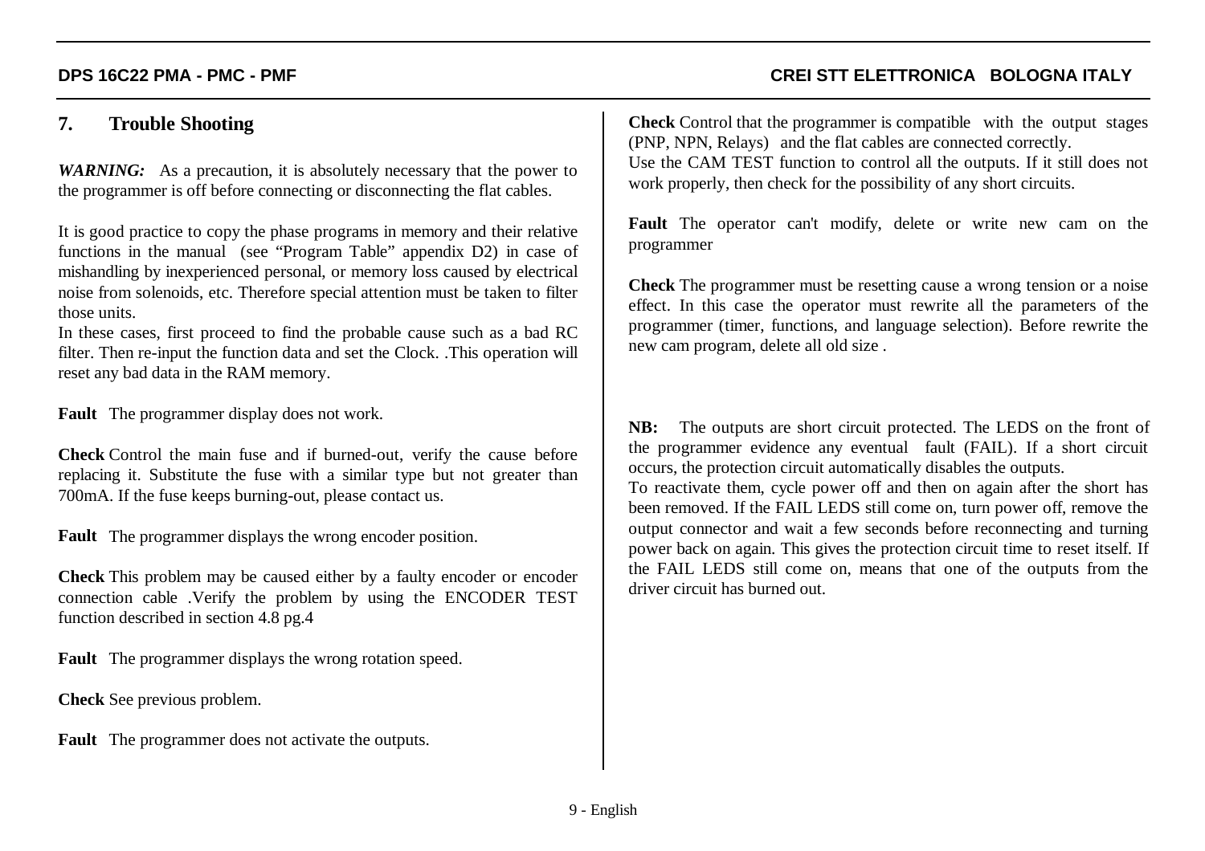## 7. Trouble Shooting

***WARNING:*** As a precaution, it is absolutely necessary that the power to the programmer is off before connecting or disconnecting the flat cables.

It is good practice to copy the phase programs in memory and their relative functions in the manual (see "Program Table" appendix D2) in case of mishandling by inexperienced personal, or memory loss caused by electrical noise from solenoids, etc. Therefore special attention must be taken to filter those units.
In these cases, first proceed to find the probable cause such as a bad RC filter. Then re-input the function data and set the Clock. .This operation will reset any bad data in the RAM memory.

**Fault** The programmer display does not work.

**Check** Control the main fuse and if burned-out, verify the cause before replacing it. Substitute the fuse with a similar type but not greater than 700mA. If the fuse keeps burning-out, please contact us.

**Fault** The programmer displays the wrong encoder position.

**Check** This problem may be caused either by a faulty encoder or encoder connection cable .Verify the problem by using the ENCODER TEST function described in section 4.8 pg.4

**Fault** The programmer displays the wrong rotation speed.

**Check** See previous problem.

**Fault** The programmer does not activate the outputs.

**Check** Control that the programmer is compatible with the output stages (PNP, NPN, Relays) and the flat cables are connected correctly.
Use the CAM TEST function to control all the outputs. If it still does not work properly, then check for the possibility of any short circuits.

**Fault** The operator can't modify, delete or write new cam on the programmer

**Check** The programmer must be resetting cause a wrong tension or a noise effect. In this case the operator must rewrite all the parameters of the programmer (timer, functions, and language selection). Before rewrite the new cam program, delete all old size .

**NB:** The outputs are short circuit protected. The LEDS on the front of the programmer evidence any eventual fault (FAIL). If a short circuit occurs, the protection circuit automatically disables the outputs.
To reactivate them, cycle power off and then on again after the short has been removed. If the FAIL LEDS still come on, turn power off, remove the output connector and wait a few seconds before reconnecting and turning power back on again. This gives the protection circuit time to reset itself. If the FAIL LEDS still come on, means that one of the outputs from the driver circuit has burned out.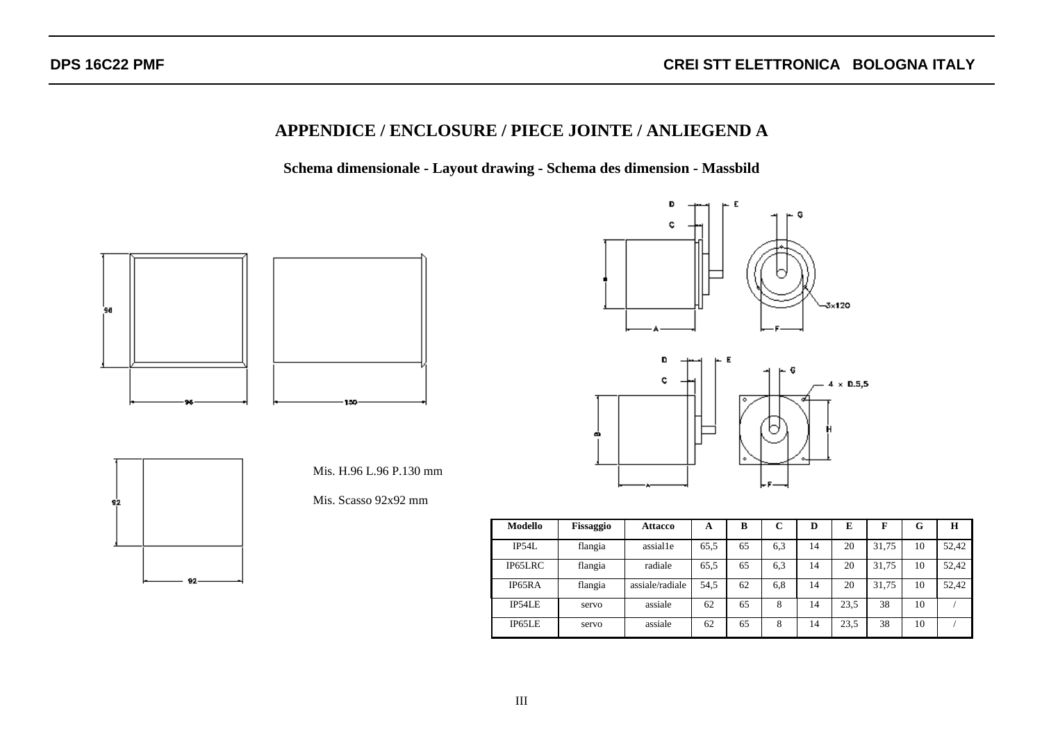## APPENDICE / ENCLOSURE / PIECE JOINTE / ANLIEGEND A

**Schema dimensionale - Layout drawing - Schema des dimension - Massbild**

Mis. H.96 L.96 P.130 mm

Mis. Scasso 92x92 mm

| Modello | Fissaggio | Attacco | A | B | C | D | E | F | G | H |
|---|---|---|---|---|---|---|---|---|---|---|
| IP54L | flangia | assial1e | 65,5 | 65 | 6,3 | 14 | 20 | 31,75 | 10 | 52,42 |
| IP65LRC | flangia | radiale | 65,5 | 65 | 6,3 | 14 | 20 | 31,75 | 10 | 52,42 |
| IP65RA | flangia | assiale/radiale | 54,5 | 62 | 6,8 | 14 | 20 | 31,75 | 10 | 52,42 |
| IP54LE | servo | assiale | 62 | 65 | 8 | 14 | 23,5 | 38 | 10 | / |
| IP65LE | servo | assiale | 62 | 65 | 8 | 14 | 23,5 | 38 | 10 | / |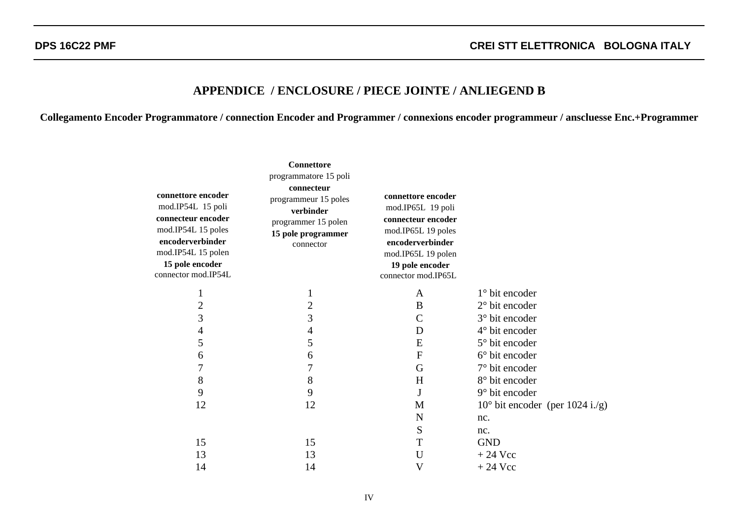## APPENDICE / ENCLOSURE / PIECE JOINTE / ANLIEGEND B

**Collegamento Encoder Programmatore / connection Encoder and Programmer / connexions encoder programmeur / anscluesse Enc.+Programmer**

| **connettore encoder** mod.IP54L 15 poli **connecteur encoder** mod.IP54L 15 poles **encoderverbinder** mod.IP54L 15 polen **15 pole encoder** connector mod.IP54L | **Connettore** programmatore 15 poli **connecteur** programmeur 15 poles **verbinder** programmer 15 polen **15 pole programmer** connector | **connettore encoder** mod.IP65L 19 poli **connecteur encoder** mod.IP65L 19 poles **encoderverbinder** mod.IP65L 19 polen **19 pole encoder** connector mod.IP65L | |
|---|---|---|---|
| 1 | 1 | A | 1° bit encoder |
| 2 | 2 | B | 2° bit encoder |
| 3 | 3 | C | 3° bit encoder |
| 4 | 4 | D | 4° bit encoder |
| 5 | 5 | E | 5° bit encoder |
| 6 | 6 | F | 6° bit encoder |
| 7 | 7 | G | 7° bit encoder |
| 8 | 8 | H | 8° bit encoder |
| 9 | 9 | J | 9° bit encoder |
| 12 | 12 | M | 10° bit encoder (per 1024 i./g) |
| | | N | nc. |
| | | S | nc. |
| 15 | 15 | T | GND |
| 13 | 13 | U | + 24 Vcc |
| 14 | 14 | V | + 24 Vcc |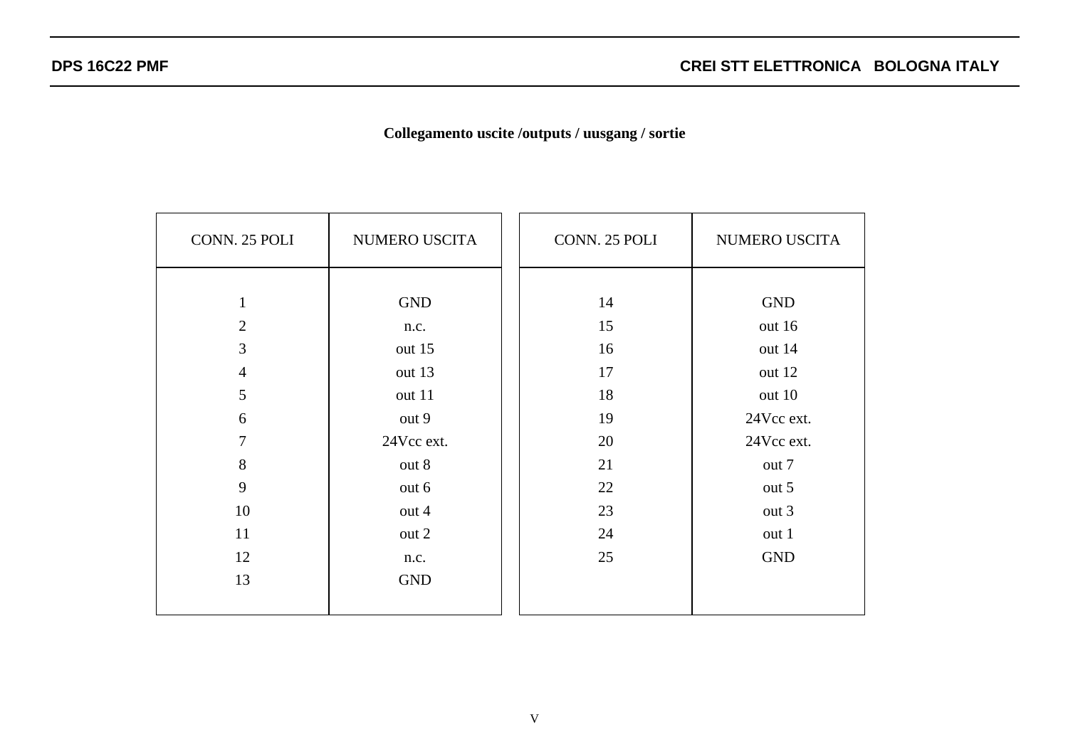**Collegamento uscite /outputs / uusgang / sortie**

| CONN. 25 POLI | NUMERO USCITA |
|---|---|
| 1 | GND |
| 2 | n.c. |
| 3 | out 15 |
| 4 | out 13 |
| 5 | out 11 |
| 6 | out 9 |
| 7 | 24Vcc ext. |
| 8 | out 8 |
| 9 | out 6 |
| 10 | out 4 |
| 11 | out 2 |
| 12 | n.c. |
| 13 | GND |

| CONN. 25 POLI | NUMERO USCITA |
|---|---|
| 14 | GND |
| 15 | out 16 |
| 16 | out 14 |
| 17 | out 12 |
| 18 | out 10 |
| 19 | 24Vcc ext. |
| 20 | 24Vcc ext. |
| 21 | out 7 |
| 22 | out 5 |
| 23 | out 3 |
| 24 | out 1 |
| 25 | GND |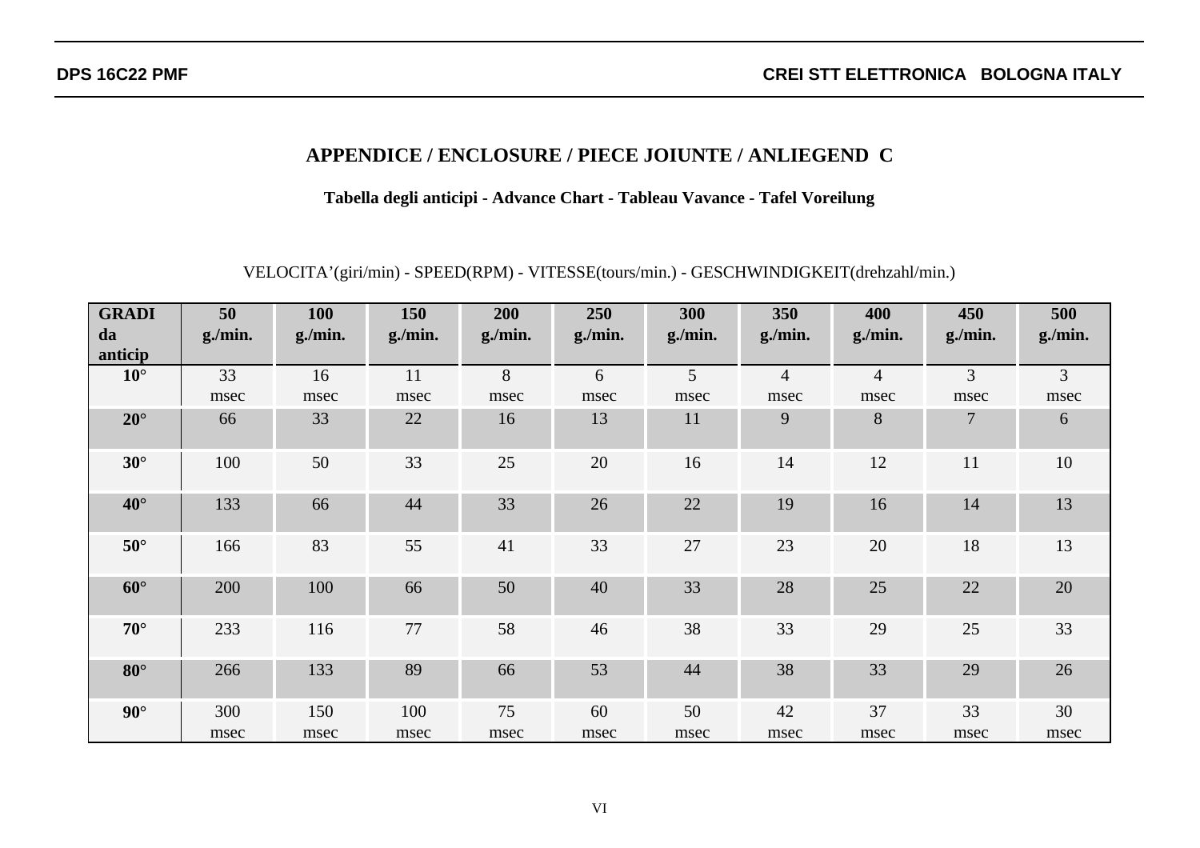## APPENDICE / ENCLOSURE / PIECE JOIUNTE / ANLIEGEND C

### Tabella degli anticipi - Advance Chart - Tableau Vavance - Tafel Voreilung

VELOCITA'(giri/min) - SPEED(RPM) - VITESSE(tours/min.) - GESCHWINDIGKEIT(drehzahl/min.)

| GRADI da anticip | 50 g./min. | 100 g./min. | 150 g./min. | 200 g./min. | 250 g./min. | 300 g./min. | 350 g./min. | 400 g./min. | 450 g./min. | 500 g./min. |
|---|---|---|---|---|---|---|---|---|---|---|
| 10° | 33 msec | 16 msec | 11 msec | 8 msec | 6 msec | 5 msec | 4 msec | 4 msec | 3 msec | 3 msec |
| 20° | 66 | 33 | 22 | 16 | 13 | 11 | 9 | 8 | 7 | 6 |
| 30° | 100 | 50 | 33 | 25 | 20 | 16 | 14 | 12 | 11 | 10 |
| 40° | 133 | 66 | 44 | 33 | 26 | 22 | 19 | 16 | 14 | 13 |
| 50° | 166 | 83 | 55 | 41 | 33 | 27 | 23 | 20 | 18 | 13 |
| 60° | 200 | 100 | 66 | 50 | 40 | 33 | 28 | 25 | 22 | 20 |
| 70° | 233 | 116 | 77 | 58 | 46 | 38 | 33 | 29 | 25 | 33 |
| 80° | 266 | 133 | 89 | 66 | 53 | 44 | 38 | 33 | 29 | 26 |
| 90° | 300 msec | 150 msec | 100 msec | 75 msec | 60 msec | 50 msec | 42 msec | 37 msec | 33 msec | 30 msec |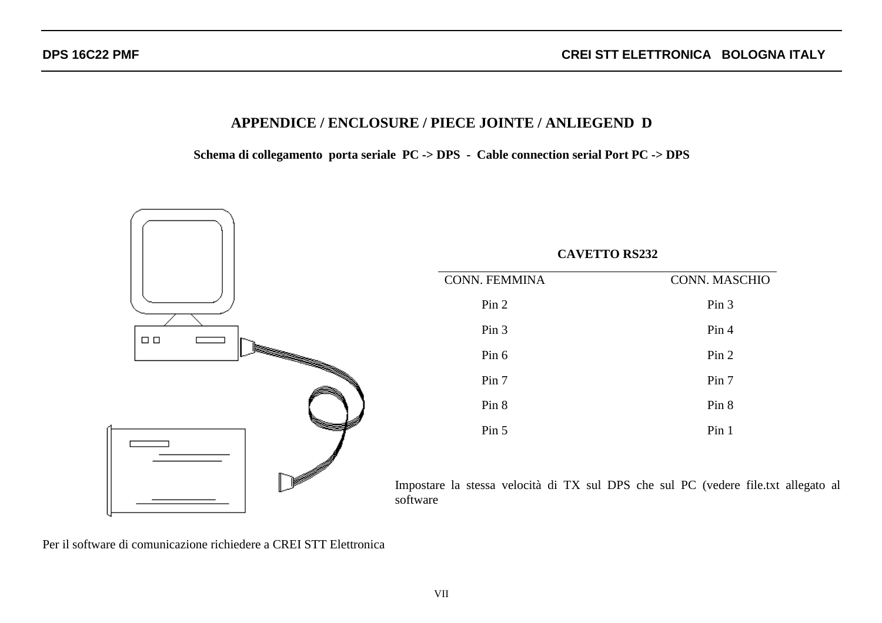## APPENDICE / ENCLOSURE / PIECE JOINTE / ANLIEGEND D

**Schema di collegamento porta seriale PC -> DPS - Cable connection serial Port PC -> DPS**

**CAVETTO RS232**

| CONN. FEMMINA | CONN. MASCHIO |
|---|---|
| Pin 2 | Pin 3 |
| Pin 3 | Pin 4 |
| Pin 6 | Pin 2 |
| Pin 7 | Pin 7 |
| Pin 8 | Pin 8 |
| Pin 5 | Pin 1 |

Impostare la stessa velocità di TX sul DPS che sul PC (vedere file.txt allegato al software

Per il software di comunicazione richiedere a CREI STT Elettronica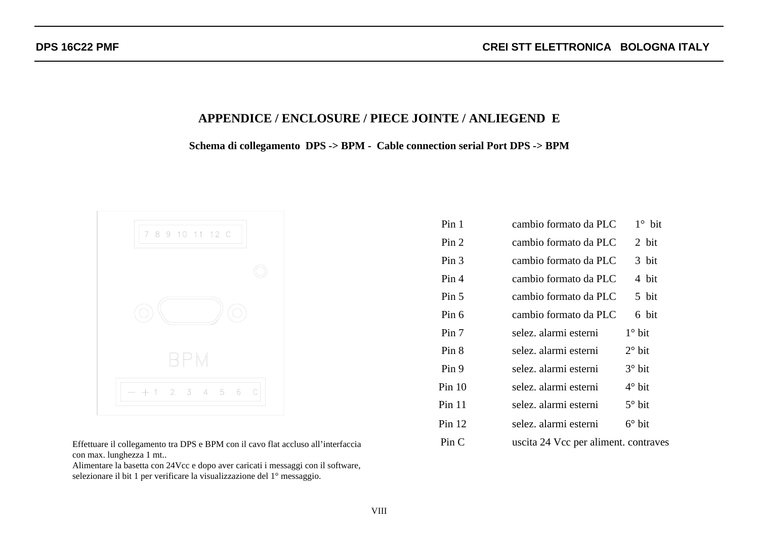# APPENDICE / ENCLOSURE / PIECE JOINTE / ANLIEGEND E

## Schema di collegamento DPS -> BPM - Cable connection serial Port DPS -> BPM

7 8 9 10 11 12 C

BPM

— + 1 2 3 4 5 6 C

| Pin | Descrizione | Bit |
|---|---|---|
| Pin 1 | cambio formato da PLC | 1° bit |
| Pin 2 | cambio formato da PLC | 2 bit |
| Pin 3 | cambio formato da PLC | 3 bit |
| Pin 4 | cambio formato da PLC | 4 bit |
| Pin 5 | cambio formato da PLC | 5 bit |
| Pin 6 | cambio formato da PLC | 6 bit |
| Pin 7 | selez. alarmi esterni | 1° bit |
| Pin 8 | selez. alarmi esterni | 2° bit |
| Pin 9 | selez. alarmi esterni | 3° bit |
| Pin 10 | selez. alarmi esterni | 4° bit |
| Pin 11 | selez. alarmi esterni | 5° bit |
| Pin 12 | selez. alarmi esterni | 6° bit |
| Pin C | uscita 24 Vcc per aliment. contraves | |

Effettuare il collegamento tra DPS e BPM con il cavo flat accluso all'interfaccia con max. lunghezza 1 mt..
Alimentare la basetta con 24Vcc e dopo aver caricati i messaggi con il software, selezionare il bit 1 per verificare la visualizzazione del 1° messaggio.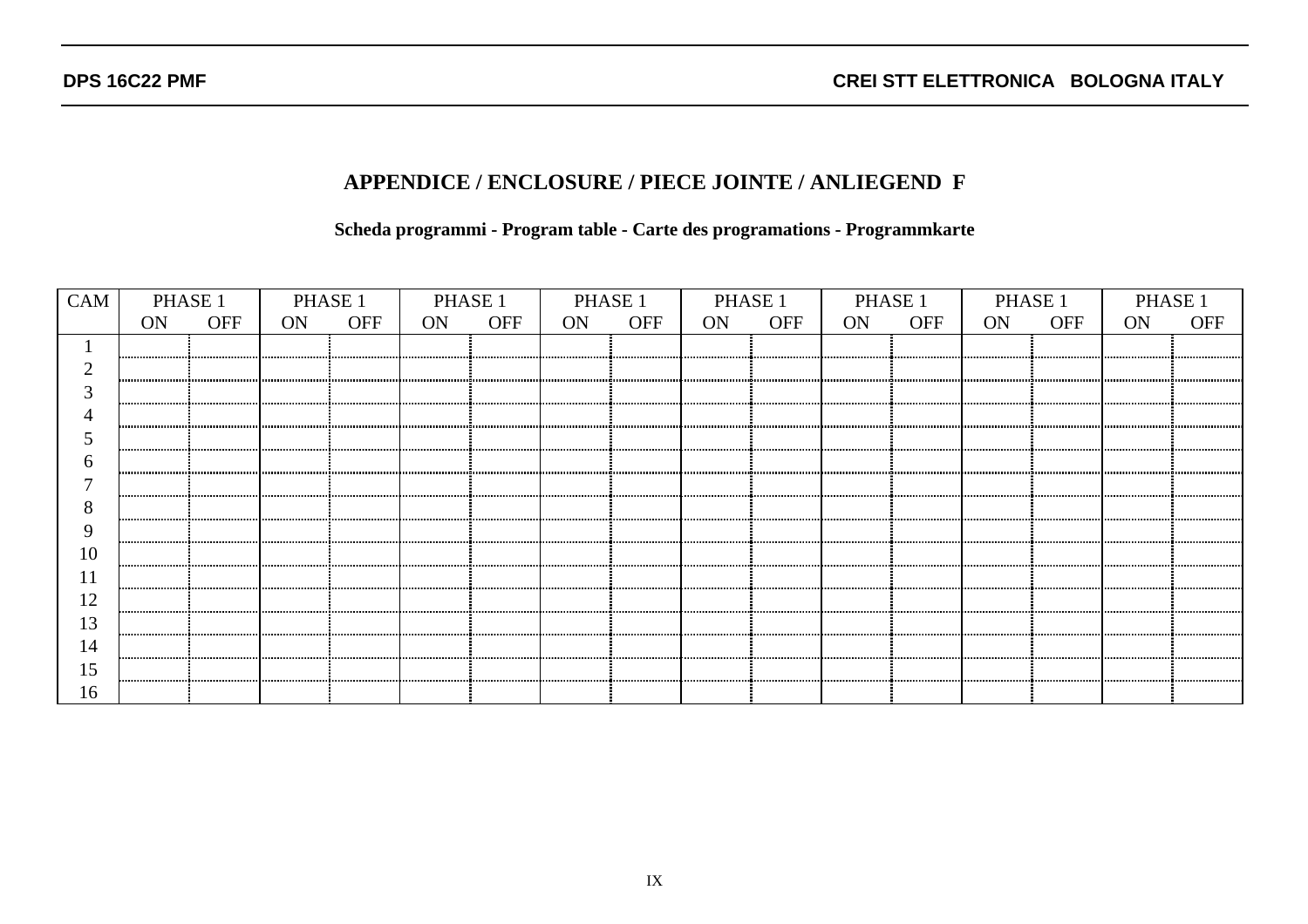## APPENDICE / ENCLOSURE / PIECE JOINTE / ANLIEGEND F

**Scheda programmi - Program table - Carte des programations - Programmkarte**

| CAM | PHASE 1 | | PHASE 1 | | PHASE 1 | | PHASE 1 | | PHASE 1 | | PHASE 1 | | PHASE 1 | | PHASE 1 | |
|---|---|---|---|---|---|---|---|---|---|---|---|---|---|---|---|---|
| | ON | OFF | ON | OFF | ON | OFF | ON | OFF | ON | OFF | ON | OFF | ON | OFF | ON | OFF |
| 1 | | | | | | | | | | | | | | | | |
| 2 | | | | | | | | | | | | | | | | |
| 3 | | | | | | | | | | | | | | | | |
| 4 | | | | | | | | | | | | | | | | |
| 5 | | | | | | | | | | | | | | | | |
| 6 | | | | | | | | | | | | | | | | |
| 7 | | | | | | | | | | | | | | | | |
| 8 | | | | | | | | | | | | | | | | |
| 9 | | | | | | | | | | | | | | | | |
| 10 | | | | | | | | | | | | | | | | |
| 11 | | | | | | | | | | | | | | | | |
| 12 | | | | | | | | | | | | | | | | |
| 13 | | | | | | | | | | | | | | | | |
| 14 | | | | | | | | | | | | | | | | |
| 15 | | | | | | | | | | | | | | | | |
| 16 | | | | | | | | | | | | | | | | |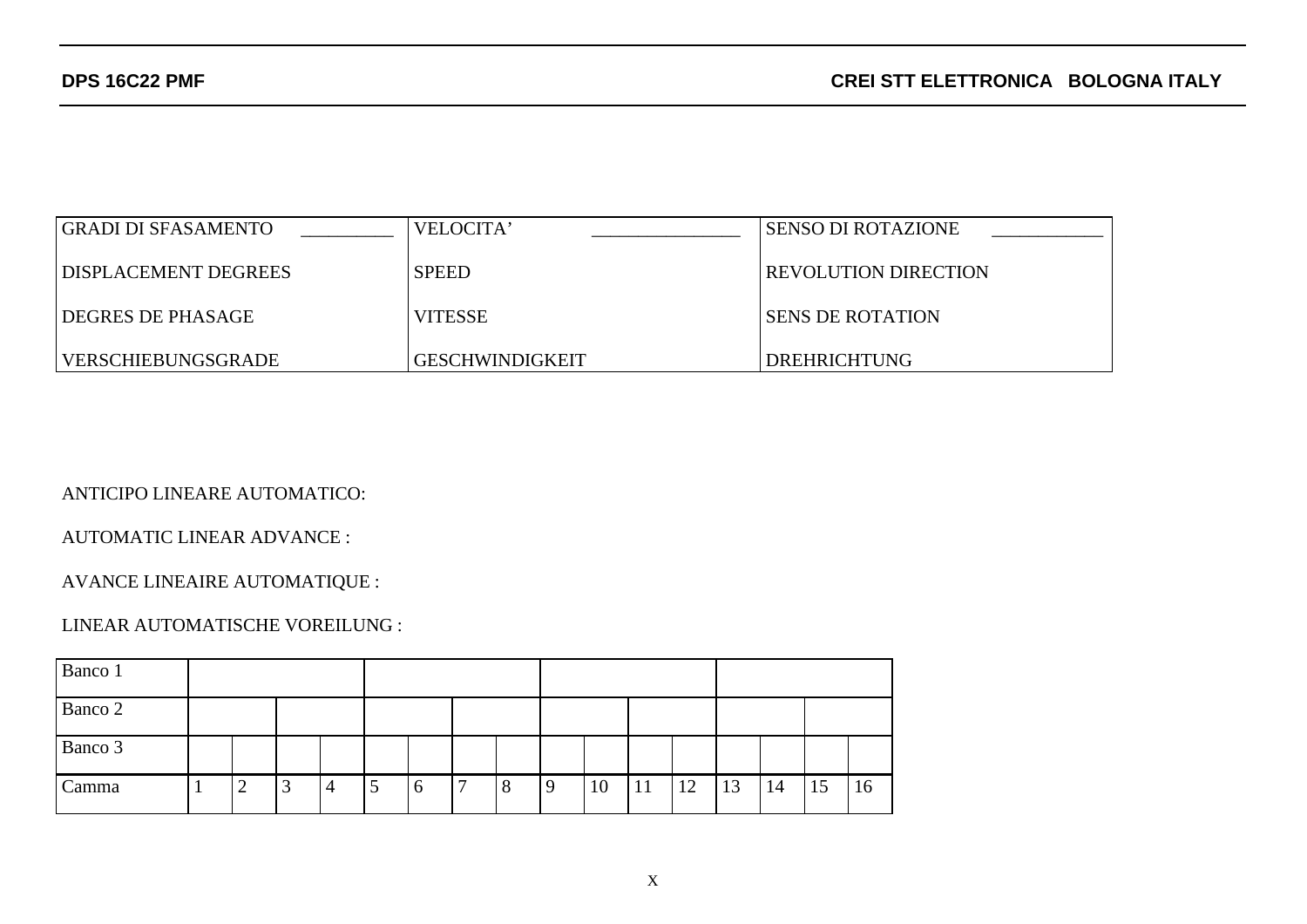| GRADI DI SFASAMENTO __________ | VELOCITA' ________________ | SENSO DI ROTAZIONE ____________ |
|---|---|---|
| DISPLACEMENT DEGREES | SPEED | REVOLUTION DIRECTION |
| DEGRES DE PHASAGE | VITESSE | SENS DE ROTATION |
| VERSCHIEBUNGSGRADE | GESCHWINDIGKEIT | DREHRICHTUNG |

ANTICIPO LINEARE AUTOMATICO:

AUTOMATIC LINEAR ADVANCE :

AVANCE LINEAIRE AUTOMATIQUE :

LINEAR AUTOMATISCHE VOREILUNG :

| Banco 1 | | | | | | | | | | | | | | | | |
|---|---|---|---|---|---|---|---|---|---|---|---|---|---|---|---|---|
| Banco 2 | | | | | | | | | | | | | | | | |
| Banco 3 | | | | | | | | | | | | | | | | |
| Camma | 1 | 2 | 3 | 4 | 5 | 6 | 7 | 8 | 9 | 10 | 11 | 12 | 13 | 14 | 15 | 16 |

X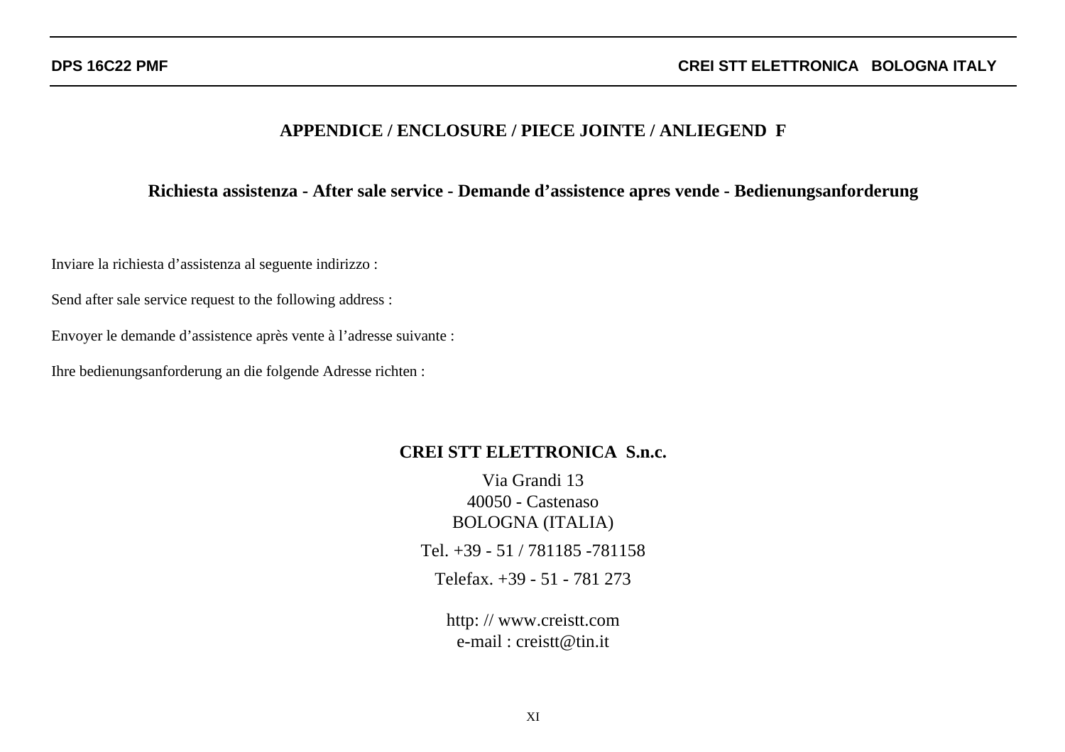## APPENDICE / ENCLOSURE / PIECE JOINTE / ANLIEGEND F

### Richiesta assistenza - After sale service - Demande d’assistence apres vende - Bedienungsanforderung

Inviare la richiesta d’assistenza al seguente indirizzo :

Send after sale service request to the following address :

Envoyer le demande d’assistence après vente à l’adresse suivante :

Ihre bedienungsanforderung an die folgende Adresse richten :

**CREI STT ELETTRONICA S.n.c.**

Via Grandi 13
40050 - Castenaso
BOLOGNA (ITALIA)

Tel. +39 - 51 / 781185 -781158

Telefax. +39 - 51 - 781 273

http: // www.creistt.com
e-mail : creistt@tin.it